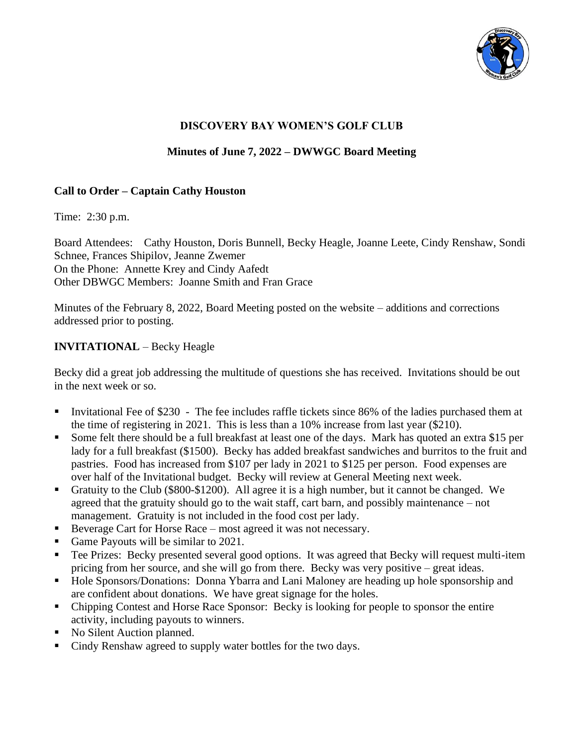# DISCOVERY BAY WOMEN'S GOLF CLUB

## Minutes of June 7, 2022 – DWWGC Board Meeting

### Call to Order – Captain Cathy Houston

Time: 2:30 p.m.

Board Attendees: Cathy Houston, Doris Bunnell, Becky Heagle, Joanne Leete, Cindy Renshaw, Sondi Schnee, Frances Shipilov, Jeanne Zwemer
On the Phone: Annette Krey and Cindy Aafedt
Other DBWGC Members: Joanne Smith and Fran Grace

Minutes of the February 8, 2022, Board Meeting posted on the website – additions and corrections addressed prior to posting.

### INVITATIONAL – Becky Heagle

Becky did a great job addressing the multitude of questions she has received. Invitations should be out in the next week or so.

- Invitational Fee of $230 - The fee includes raffle tickets since 86% of the ladies purchased them at the time of registering in 2021. This is less than a 10% increase from last year ($210).
- Some felt there should be a full breakfast at least one of the days. Mark has quoted an extra $15 per lady for a full breakfast ($1500). Becky has added breakfast sandwiches and burritos to the fruit and pastries. Food has increased from $107 per lady in 2021 to $125 per person. Food expenses are over half of the Invitational budget. Becky will review at General Meeting next week.
- Gratuity to the Club ($800-$1200). All agree it is a high number, but it cannot be changed. We agreed that the gratuity should go to the wait staff, cart barn, and possibly maintenance – not management. Gratuity is not included in the food cost per lady.
- Beverage Cart for Horse Race – most agreed it was not necessary.
- Game Payouts will be similar to 2021.
- Tee Prizes: Becky presented several good options. It was agreed that Becky will request multi-item pricing from her source, and she will go from there. Becky was very positive – great ideas.
- Hole Sponsors/Donations: Donna Ybarra and Lani Maloney are heading up hole sponsorship and are confident about donations. We have great signage for the holes.
- Chipping Contest and Horse Race Sponsor: Becky is looking for people to sponsor the entire activity, including payouts to winners.
- No Silent Auction planned.
- Cindy Renshaw agreed to supply water bottles for the two days.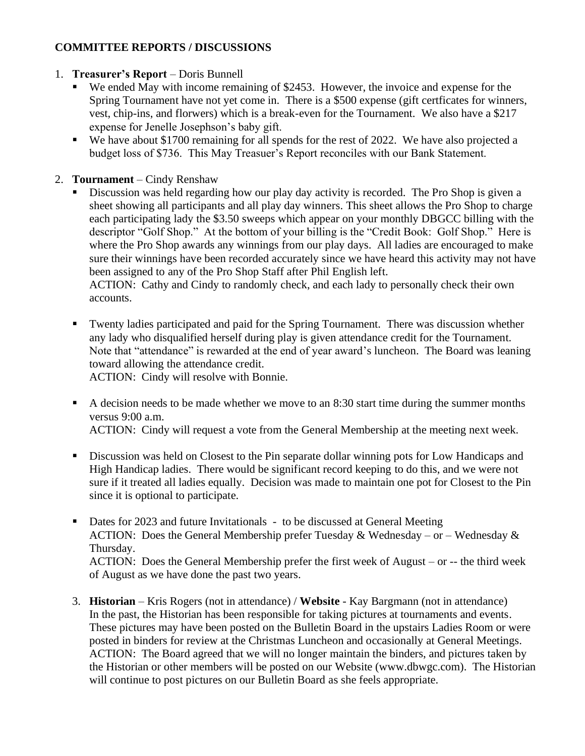## COMMITTEE REPORTS / DISCUSSIONS

1. **Treasurer's Report** – Doris Bunnell
   - We ended May with income remaining of $2453. However, the invoice and expense for the Spring Tournament have not yet come in. There is a $500 expense (gift certficates for winners, vest, chip-ins, and florwers) which is a break-even for the Tournament. We also have a $217 expense for Jenelle Josephson's baby gift.
   - We have about $1700 remaining for all spends for the rest of 2022. We have also projected a budget loss of $736. This May Treasuer's Report reconciles with our Bank Statement.

2. **Tournament** – Cindy Renshaw
   - Discussion was held regarding how our play day activity is recorded. The Pro Shop is given a sheet showing all participants and all play day winners. This sheet allows the Pro Shop to charge each participating lady the $3.50 sweeps which appear on your monthly DBGCC billing with the descriptor "Golf Shop." At the bottom of your billing is the "Credit Book: Golf Shop." Here is where the Pro Shop awards any winnings from our play days. All ladies are encouraged to make sure their winnings have been recorded accurately since we have heard this activity may not have been assigned to any of the Pro Shop Staff after Phil English left.
     ACTION: Cathy and Cindy to randomly check, and each lady to personally check their own accounts.
   - Twenty ladies participated and paid for the Spring Tournament. There was discussion whether any lady who disqualified herself during play is given attendance credit for the Tournament. Note that "attendance" is rewarded at the end of year award's luncheon. The Board was leaning toward allowing the attendance credit.
     ACTION: Cindy will resolve with Bonnie.
   - A decision needs to be made whether we move to an 8:30 start time during the summer months versus 9:00 a.m.
     ACTION: Cindy will request a vote from the General Membership at the meeting next week.
   - Discussion was held on Closest to the Pin separate dollar winning pots for Low Handicaps and High Handicap ladies. There would be significant record keeping to do this, and we were not sure if it treated all ladies equally. Decision was made to maintain one pot for Closest to the Pin since it is optional to participate.
   - Dates for 2023 and future Invitationals - to be discussed at General Meeting
     ACTION: Does the General Membership prefer Tuesday & Wednesday – or – Wednesday & Thursday.
     ACTION: Does the General Membership prefer the first week of August – or -- the third week of August as we have done the past two years.

3. **Historian** – Kris Rogers (not in attendance) / **Website** - Kay Bargmann (not in attendance)
   In the past, the Historian has been responsible for taking pictures at tournaments and events. These pictures may have been posted on the Bulletin Board in the upstairs Ladies Room or were posted in binders for review at the Christmas Luncheon and occasionally at General Meetings.
   ACTION: The Board agreed that we will no longer maintain the binders, and pictures taken by the Historian or other members will be posted on our Website (www.dbwgc.com). The Historian will continue to post pictures on our Bulletin Board as she feels appropriate.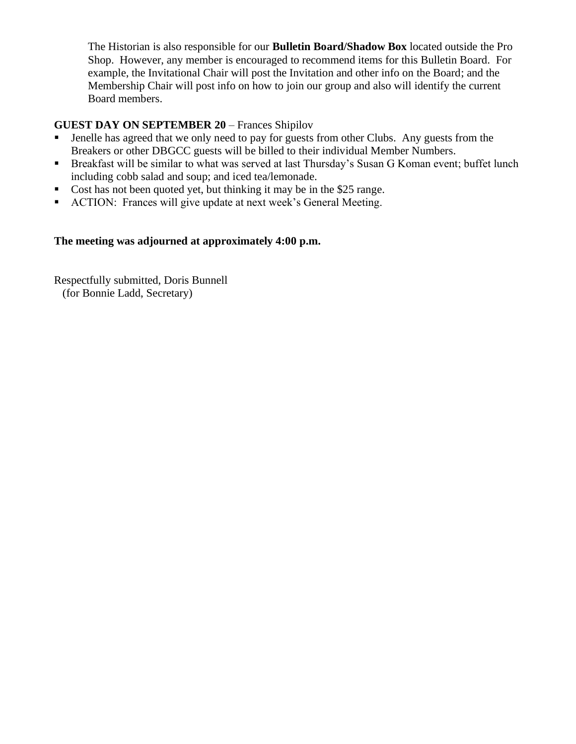The Historian is also responsible for our **Bulletin Board/Shadow Box** located outside the Pro Shop. However, any member is encouraged to recommend items for this Bulletin Board. For example, the Invitational Chair will post the Invitation and other info on the Board; and the Membership Chair will post info on how to join our group and also will identify the current Board members.

**GUEST DAY ON SEPTEMBER 20** – Frances Shipilov

- Jenelle has agreed that we only need to pay for guests from other Clubs. Any guests from the Breakers or other DBGCC guests will be billed to their individual Member Numbers.
- Breakfast will be similar to what was served at last Thursday's Susan G Koman event; buffet lunch including cobb salad and soup; and iced tea/lemonade.
- Cost has not been quoted yet, but thinking it may be in the $25 range.
- ACTION: Frances will give update at next week's General Meeting.

**The meeting was adjourned at approximately 4:00 p.m.**

Respectfully submitted, Doris Bunnell
(for Bonnie Ladd, Secretary)